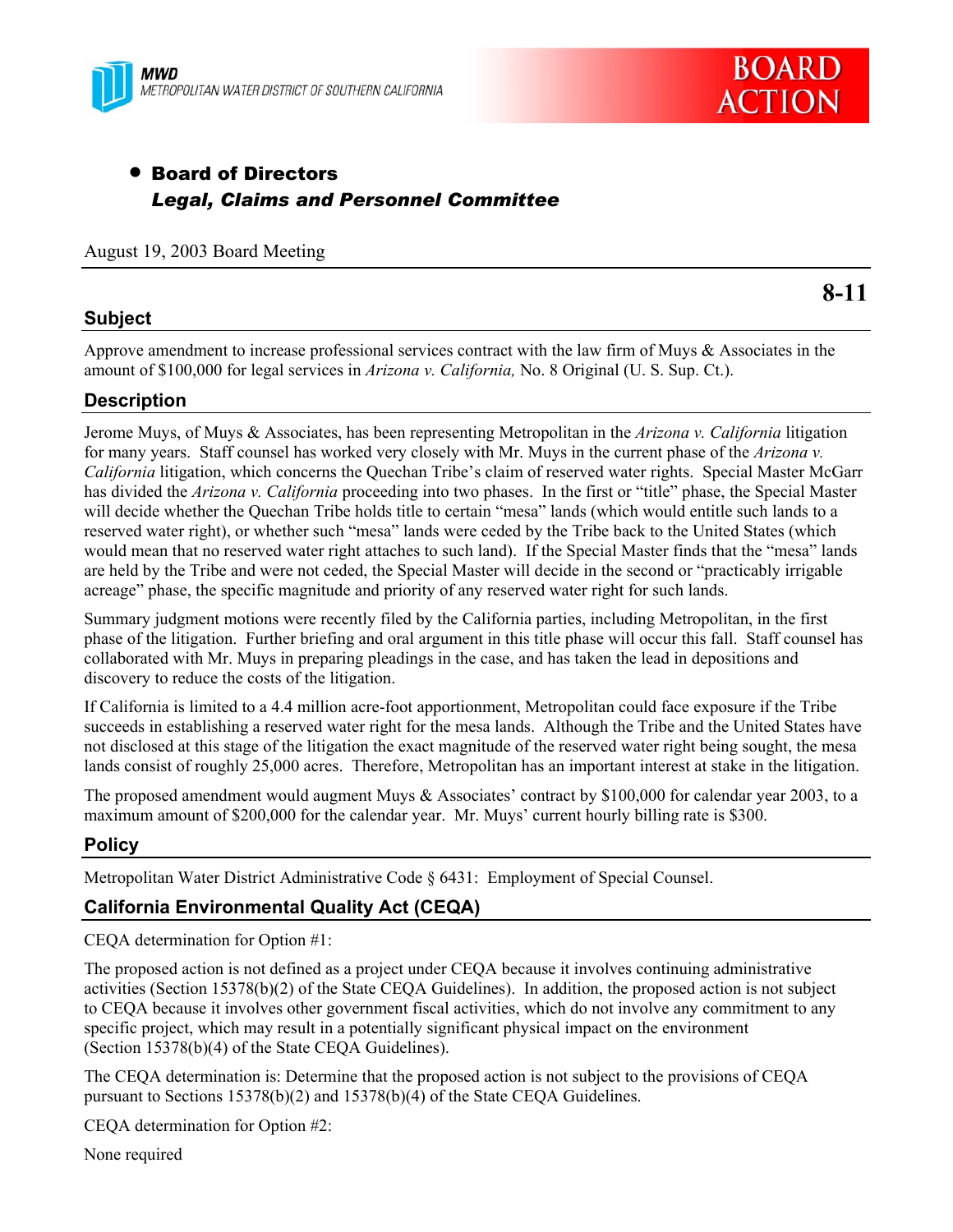MWD
METROPOLITAN WATER DISTRICT OF SOUTHERN CALIFORNIA

**BOARD ACTION**

- **Board of Directors**
  ***Legal, Claims and Personnel Committee***

August 19, 2003 Board Meeting

**8-11**

## Subject

Approve amendment to increase professional services contract with the law firm of Muys & Associates in the amount of $100,000 for legal services in *Arizona v. California,* No. 8 Original (U. S. Sup. Ct.).

## Description

Jerome Muys, of Muys & Associates, has been representing Metropolitan in the *Arizona v. California* litigation for many years. Staff counsel has worked very closely with Mr. Muys in the current phase of the *Arizona v. California* litigation, which concerns the Quechan Tribe's claim of reserved water rights. Special Master McGarr has divided the *Arizona v. California* proceeding into two phases. In the first or "title" phase, the Special Master will decide whether the Quechan Tribe holds title to certain "mesa" lands (which would entitle such lands to a reserved water right), or whether such "mesa" lands were ceded by the Tribe back to the United States (which would mean that no reserved water right attaches to such land). If the Special Master finds that the "mesa" lands are held by the Tribe and were not ceded, the Special Master will decide in the second or "practicably irrigable acreage" phase, the specific magnitude and priority of any reserved water right for such lands.

Summary judgment motions were recently filed by the California parties, including Metropolitan, in the first phase of the litigation. Further briefing and oral argument in this title phase will occur this fall. Staff counsel has collaborated with Mr. Muys in preparing pleadings in the case, and has taken the lead in depositions and discovery to reduce the costs of the litigation.

If California is limited to a 4.4 million acre-foot apportionment, Metropolitan could face exposure if the Tribe succeeds in establishing a reserved water right for the mesa lands. Although the Tribe and the United States have not disclosed at this stage of the litigation the exact magnitude of the reserved water right being sought, the mesa lands consist of roughly 25,000 acres. Therefore, Metropolitan has an important interest at stake in the litigation.

The proposed amendment would augment Muys & Associates' contract by $100,000 for calendar year 2003, to a maximum amount of $200,000 for the calendar year. Mr. Muys' current hourly billing rate is $300.

## Policy

Metropolitan Water District Administrative Code § 6431: Employment of Special Counsel.

## California Environmental Quality Act (CEQA)

CEQA determination for Option #1:

The proposed action is not defined as a project under CEQA because it involves continuing administrative activities (Section 15378(b)(2) of the State CEQA Guidelines). In addition, the proposed action is not subject to CEQA because it involves other government fiscal activities, which do not involve any commitment to any specific project, which may result in a potentially significant physical impact on the environment (Section 15378(b)(4) of the State CEQA Guidelines).

The CEQA determination is: Determine that the proposed action is not subject to the provisions of CEQA pursuant to Sections 15378(b)(2) and 15378(b)(4) of the State CEQA Guidelines.

CEQA determination for Option #2:

None required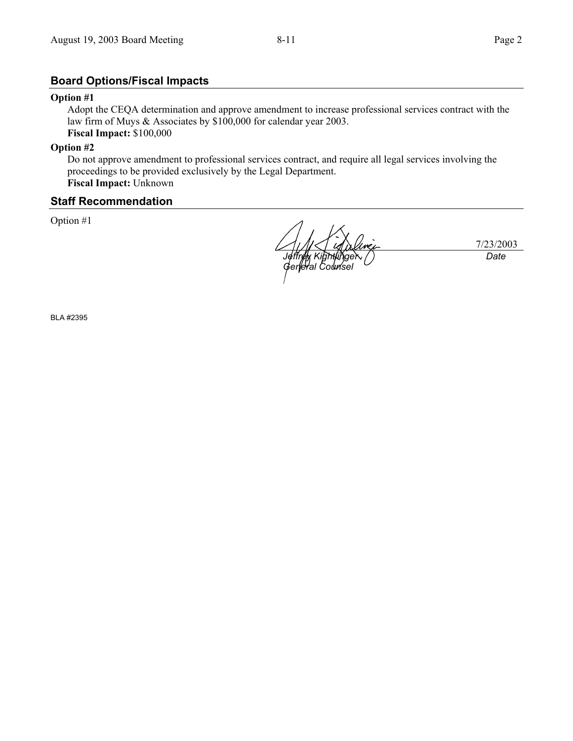## Board Options/Fiscal Impacts

**Option #1**

Adopt the CEQA determination and approve amendment to increase professional services contract with the law firm of Muys & Associates by $100,000 for calendar year 2003.

**Fiscal Impact:** $100,000

**Option #2**

Do not approve amendment to professional services contract, and require all legal services involving the proceedings to be provided exclusively by the Legal Department.

**Fiscal Impact:** Unknown

## Staff Recommendation

Option #1

*Jeffrey Kightlinger* — 7/23/2003
*General Counsel* — *Date*

BLA #2395